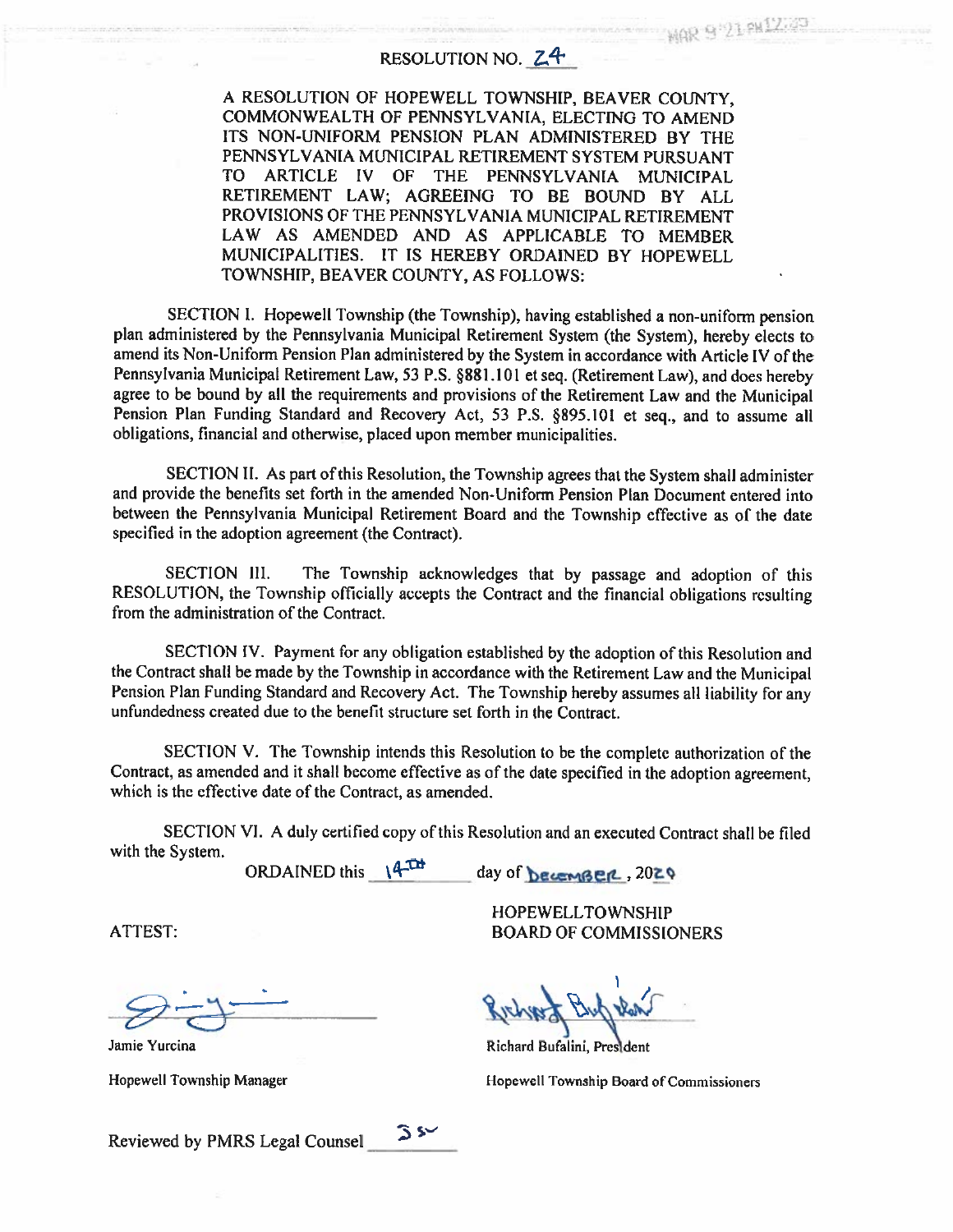# RESOLUTION NO. 24

A RESOLUTION OF HOPEWELL TOWNSHIP, BEAVER COUNTY, COMMONWEALTH OF PENNSYLVANIA, ELECTING TO AMEND ITS NON-UNIFORM PENSION PLAN ADMINISTERED BY THE PENNSYLVANIA MUNICIPAL RETIREMENT SYSTEM PURSUANT TO ARTICLE IV OF THE PENNSYLVANIA MUNICIPAL RETIREMENT LAW; AGREEING TO BE BOUND BY ALL PROVISIONS OF THE PENNSYLVANIA MUNICIPAL RETIREMENT LAW AS AMENDED AND AS APPLICABLE TO MEMBER MUNICIPALITIES. IT IS HEREBY ORDAINED BY HOPEWELL TOWNSHIP, BEAVER COUNTY, AS FOLLOWS:

SECTION I. Hopewell Township (the Township), having established a non-uniform pension plan administered by the Pennsylvania Municipal Retirement System (the System), hereby elects to amend its Non-Uniform Pension Plan administered by the System in accordance with Article IV of the Pennsylvania Municipal Retirement Law, 53 P.S. §881.101 et seq. (Retirement Law), and does hereby agree to be bound by all the requirements and provisions of the Retirement Law and the Municipal Pension Plan Funding Standard and Recovery Act, 53 P.S. §895.101 et seq., and to assume all obligations, financial and otherwise, placed upon member municipalities.

SECTION II. As part of this Resolution, the Township agrees that the System shall administer and provide the benefits set forth in the amended Non-Uniform Pension Plan Document entered into between the Pennsylvania Municipal Retirement Board and the Township effective as of the date specified in the adoption agreement (the Contract).

SECTION III. The Township acknowledges that by passage and adoption of this RESOLUTION, the Township officially accepts the Contract and the financial obligations resulting from the administration of the Contract.

SECTION IV. Payment for any obligation established by the adoption of this Resolution and the Contract shall be made by the Township in accordance with the Retirement Law and the Municipal Pension Plan Funding Standard and Recovery Act. The Township hereby assumes all liability for any unfundedness created due to the benefit structure set forth in the Contract.

SECTION V. The Township intends this Resolution to be the complete authorization of the Contract, as amended and it shall become effective as of the date specified in the adoption agreement, which is the effective date of the Contract, as amended.

SECTION VI. A duly certified copy of this Resolution and an executed Contract shall be filed with the System.

ORDAINED this 14th day of December, 2020

ATTEST:

HOPEWELL TOWNSHIP
BOARD OF COMMISSIONERS

Jamie Yurcina

Hopewell Township Manager

Richard Bufalini, President

Hopewell Township Board of Commissioners

Reviewed by PMRS Legal Counsel JS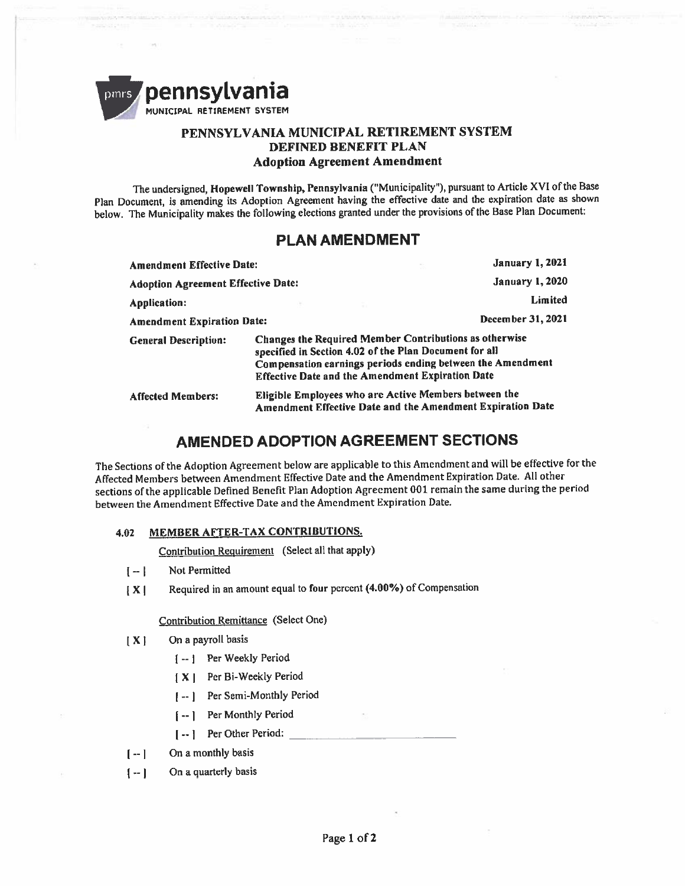pmrs pennsylvania MUNICIPAL RETIREMENT SYSTEM

## PENNSYLVANIA MUNICIPAL RETIREMENT SYSTEM
## DEFINED BENEFIT PLAN
### Adoption Agreement Amendment

The undersigned, **Hopewell Township, Pennsylvania** ("Municipality"), pursuant to Article XVI of the Base Plan Document, is amending its Adoption Agreement having the effective date and the expiration date as shown below. The Municipality makes the following elections granted under the provisions of the Base Plan Document:

# PLAN AMENDMENT

| | |
|---|---|
| **Amendment Effective Date:** | **January 1, 2021** |
| **Adoption Agreement Effective Date:** | **January 1, 2020** |
| **Application:** | **Limited** |
| **Amendment Expiration Date:** | **December 31, 2021** |
| **General Description:** | **Changes the Required Member Contributions as otherwise specified in Section 4.02 of the Plan Document for all Compensation earnings periods ending between the Amendment Effective Date and the Amendment Expiration Date** |
| **Affected Members:** | **Eligible Employees who are Active Members between the Amendment Effective Date and the Amendment Expiration Date** |

# AMENDED ADOPTION AGREEMENT SECTIONS

The Sections of the Adoption Agreement below are applicable to this Amendment and will be effective for the Affected Members between Amendment Effective Date and the Amendment Expiration Date. All other sections of the applicable Defined Benefit Plan Adoption Agreement 001 remain the same during the period between the Amendment Effective Date and the Amendment Expiration Date.

**4.02 MEMBER AFTER-TAX CONTRIBUTIONS.**

Contribution Requirement (Select all that apply)

[ -- ] Not Permitted

[ X ] Required in an amount equal to **four** percent **(4.00%)** of Compensation

Contribution Remittance (Select One)

[ X ] On a payroll basis

- [ -- ] Per Weekly Period
- [ X ] Per Bi-Weekly Period
- [ -- ] Per Semi-Monthly Period
- [ -- ] Per Monthly Period
- [ -- ] Per Other Period: \_\_\_\_\_\_\_\_\_\_\_\_\_\_\_\_\_\_\_\_

[ -- ] On a monthly basis

[ -- ] On a quarterly basis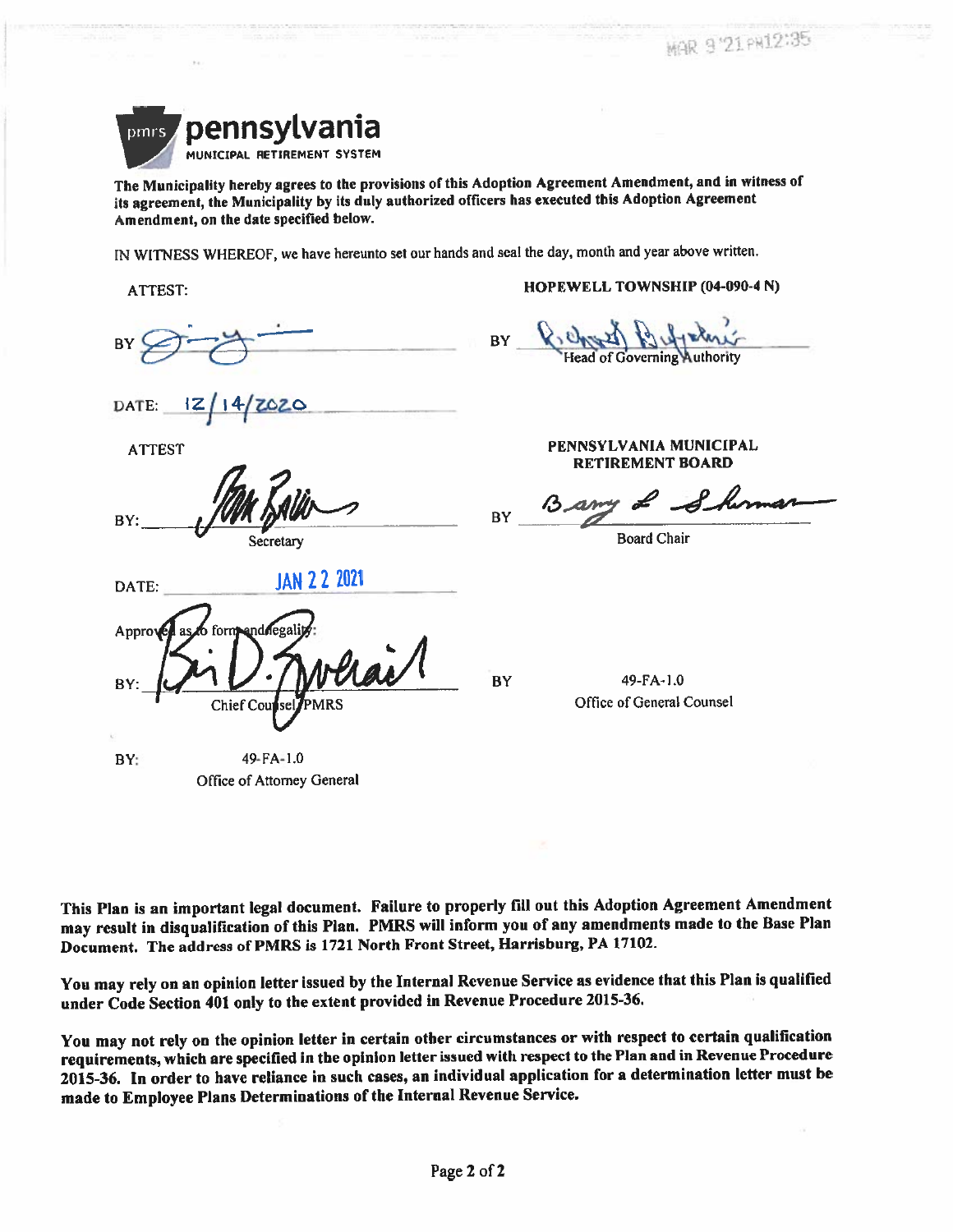MAR 9 '21 PM12:35

**pennsylvania**
MUNICIPAL RETIREMENT SYSTEM

**The Municipality hereby agrees to the provisions of this Adoption Agreement Amendment, and in witness of its agreement, the Municipality by its duly authorized officers has executed this Adoption Agreement Amendment, on the date specified below.**

IN WITNESS WHEREOF, we have hereunto set our hands and seal the day, month and year above written.

ATTEST:

BY ______________________

DATE: 12/14/2020

**HOPEWELL TOWNSHIP (04-090-4 N)**

BY ______________________
Head of Governing Authority

ATTEST

BY: ______________________
Secretary

DATE: JAN 22 2021

**PENNSYLVANIA MUNICIPAL RETIREMENT BOARD**

BY ______________________
Board Chair

Approved as to form and legality:

BY: ______________________
Chief Counsel, PMRS

BY 49-FA-1.0
Office of General Counsel

BY: 49-FA-1.0
Office of Attorney General

**This Plan is an important legal document. Failure to properly fill out this Adoption Agreement Amendment may result in disqualification of this Plan. PMRS will inform you of any amendments made to the Base Plan Document. The address of PMRS is 1721 North Front Street, Harrisburg, PA 17102.**

**You may rely on an opinion letter issued by the Internal Revenue Service as evidence that this Plan is qualified under Code Section 401 only to the extent provided in Revenue Procedure 2015-36.**

**You may not rely on the opinion letter in certain other circumstances or with respect to certain qualification requirements, which are specified in the opinion letter issued with respect to the Plan and in Revenue Procedure 2015-36. In order to have reliance in such cases, an individual application for a determination letter must be made to Employee Plans Determinations of the Internal Revenue Service.**